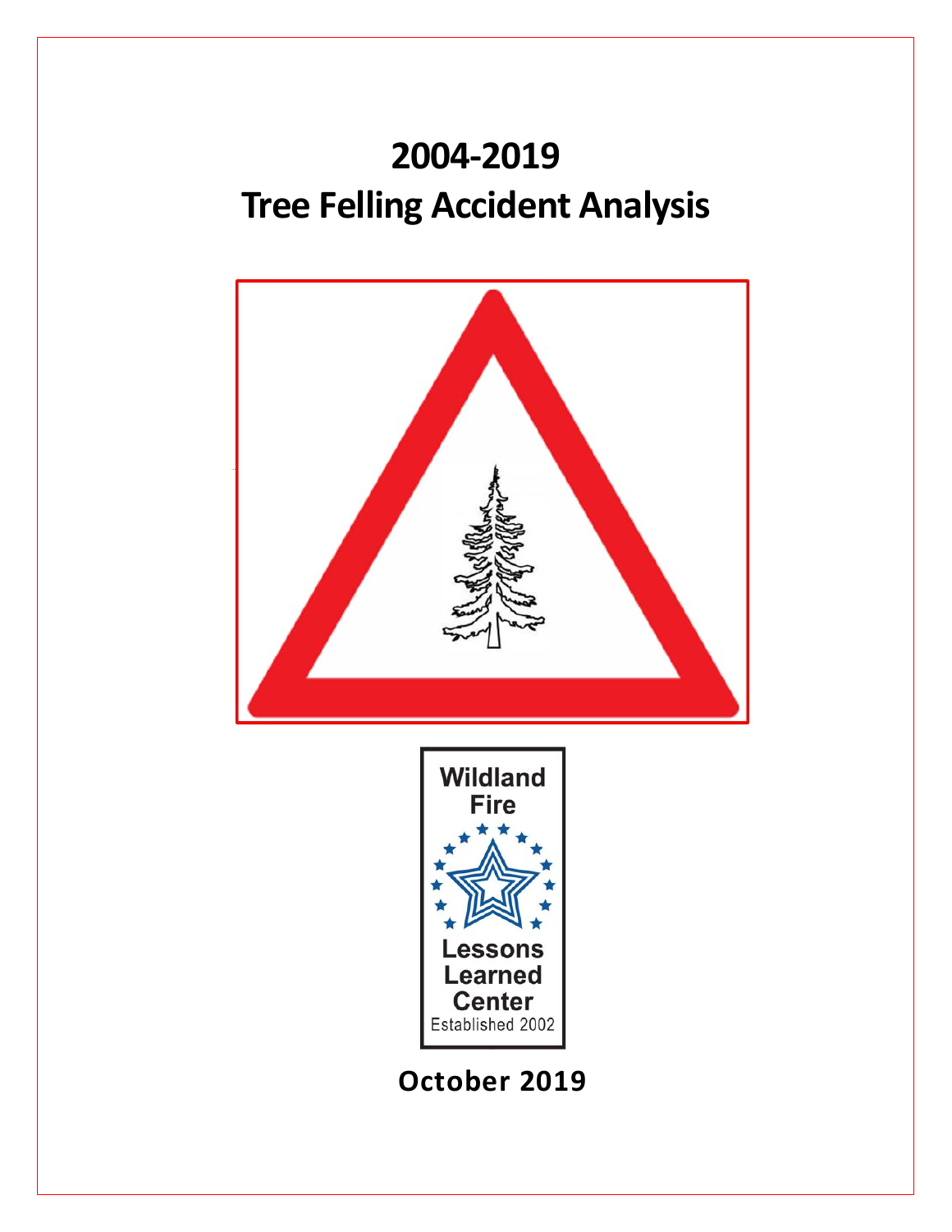# 2004-2019
# Tree Felling Accident Analysis

Wildland Fire Lessons Learned Center

Established 2002

**October 2019**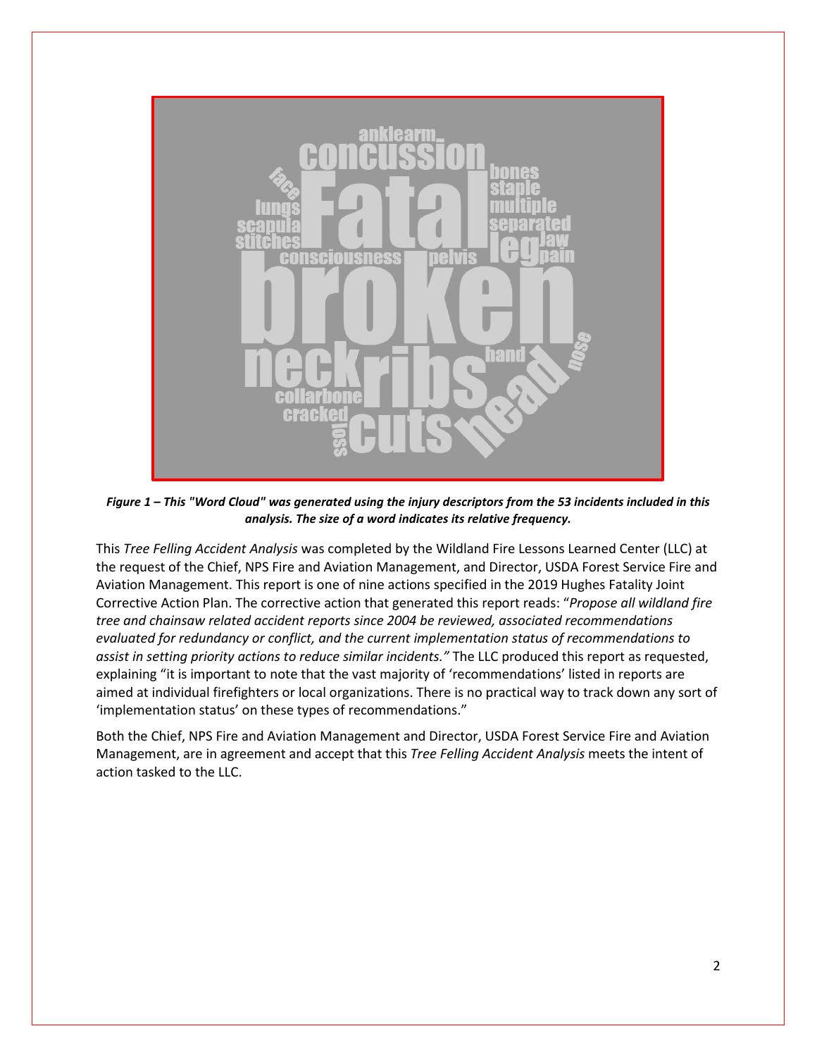*Figure 1 – This "Word Cloud" was generated using the injury descriptors from the 53 incidents included in this analysis. The size of a word indicates its relative frequency.*

This *Tree Felling Accident Analysis* was completed by the Wildland Fire Lessons Learned Center (LLC) at the request of the Chief, NPS Fire and Aviation Management, and Director, USDA Forest Service Fire and Aviation Management. This report is one of nine actions specified in the 2019 Hughes Fatality Joint Corrective Action Plan. The corrective action that generated this report reads: "*Propose all wildland fire tree and chainsaw related accident reports since 2004 be reviewed, associated recommendations evaluated for redundancy or conflict, and the current implementation status of recommendations to assist in setting priority actions to reduce similar incidents."* The LLC produced this report as requested, explaining "it is important to note that the vast majority of 'recommendations' listed in reports are aimed at individual firefighters or local organizations. There is no practical way to track down any sort of 'implementation status' on these types of recommendations."

Both the Chief, NPS Fire and Aviation Management and Director, USDA Forest Service Fire and Aviation Management, are in agreement and accept that this *Tree Felling Accident Analysis* meets the intent of action tasked to the LLC.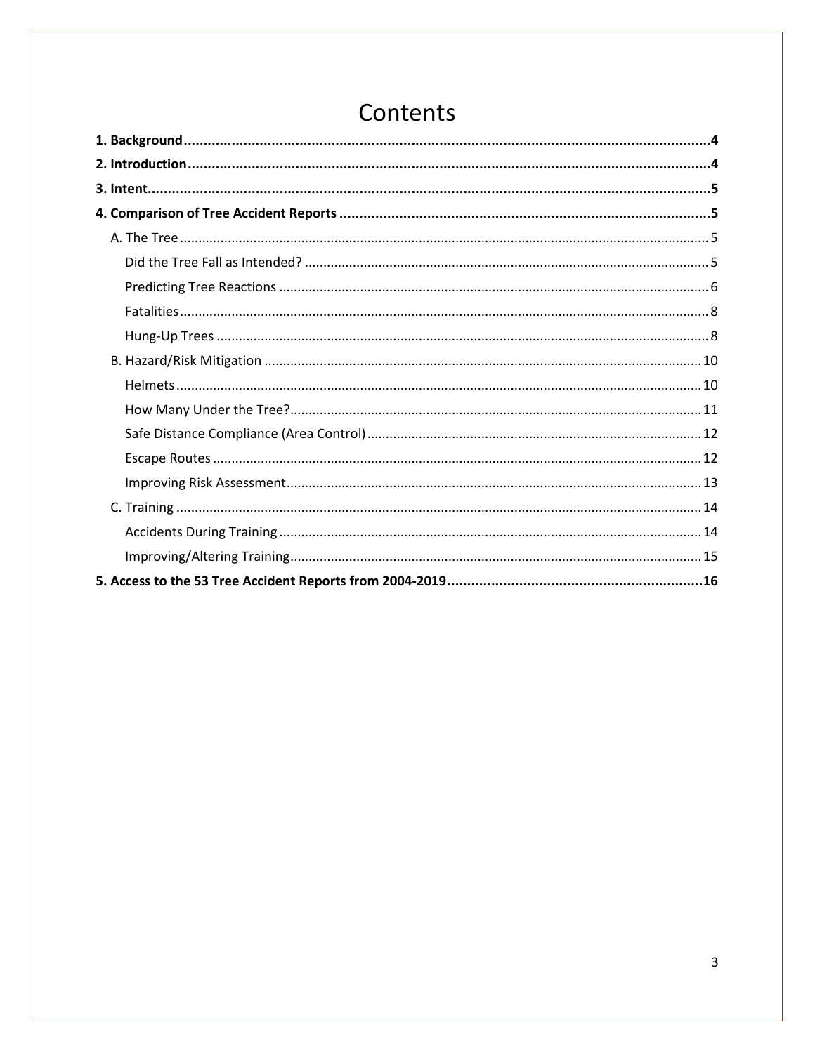# Contents

**1. Background ... 4**

**2. Introduction ... 4**

**3. Intent ... 5**

**4. Comparison of Tree Accident Reports ... 5**

- A. The Tree ... 5
  - Did the Tree Fall as Intended? ... 5
  - Predicting Tree Reactions ... 6
  - Fatalities ... 8
  - Hung-Up Trees ... 8
- B. Hazard/Risk Mitigation ... 10
  - Helmets ... 10
  - How Many Under the Tree? ... 11
  - Safe Distance Compliance (Area Control) ... 12
  - Escape Routes ... 12
  - Improving Risk Assessment ... 13
- C. Training ... 14
  - Accidents During Training ... 14
  - Improving/Altering Training ... 15

**5. Access to the 53 Tree Accident Reports from 2004-2019 ... 16**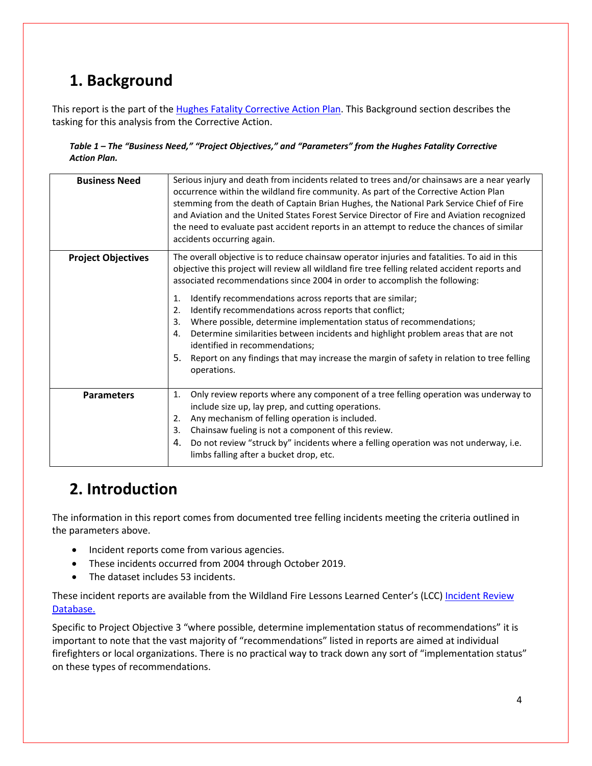# 1. Background

This report is the part of the [Hughes Fatality Corrective Action Plan](). This Background section describes the tasking for this analysis from the Corrective Action.

***Table 1 – The "Business Need," "Project Objectives," and "Parameters" from the Hughes Fatality Corrective Action Plan.***

| | |
|---|---|
| **Business Need** | Serious injury and death from incidents related to trees and/or chainsaws are a near yearly occurrence within the wildland fire community. As part of the Corrective Action Plan stemming from the death of Captain Brian Hughes, the National Park Service Chief of Fire and Aviation and the United States Forest Service Director of Fire and Aviation recognized the need to evaluate past accident reports in an attempt to reduce the chances of similar accidents occurring again. |
| **Project Objectives** | The overall objective is to reduce chainsaw operator injuries and fatalities. To aid in this objective this project will review all wildland fire tree felling related accident reports and associated recommendations since 2004 in order to accomplish the following:<br>1. Identify recommendations across reports that are similar;<br>2. Identify recommendations across reports that conflict;<br>3. Where possible, determine implementation status of recommendations;<br>4. Determine similarities between incidents and highlight problem areas that are not identified in recommendations;<br>5. Report on any findings that may increase the margin of safety in relation to tree felling operations. |
| **Parameters** | 1. Only review reports where any component of a tree felling operation was underway to include size up, lay prep, and cutting operations.<br>2. Any mechanism of felling operation is included.<br>3. Chainsaw fueling is not a component of this review.<br>4. Do not review "struck by" incidents where a felling operation was not underway, i.e. limbs falling after a bucket drop, etc. |

# 2. Introduction

The information in this report comes from documented tree felling incidents meeting the criteria outlined in the parameters above.

- Incident reports come from various agencies.
- These incidents occurred from 2004 through October 2019.
- The dataset includes 53 incidents.

These incident reports are available from the Wildland Fire Lessons Learned Center's (LCC) [Incident Review Database.]()

Specific to Project Objective 3 "where possible, determine implementation status of recommendations" it is important to note that the vast majority of "recommendations" listed in reports are aimed at individual firefighters or local organizations. There is no practical way to track down any sort of "implementation status" on these types of recommendations.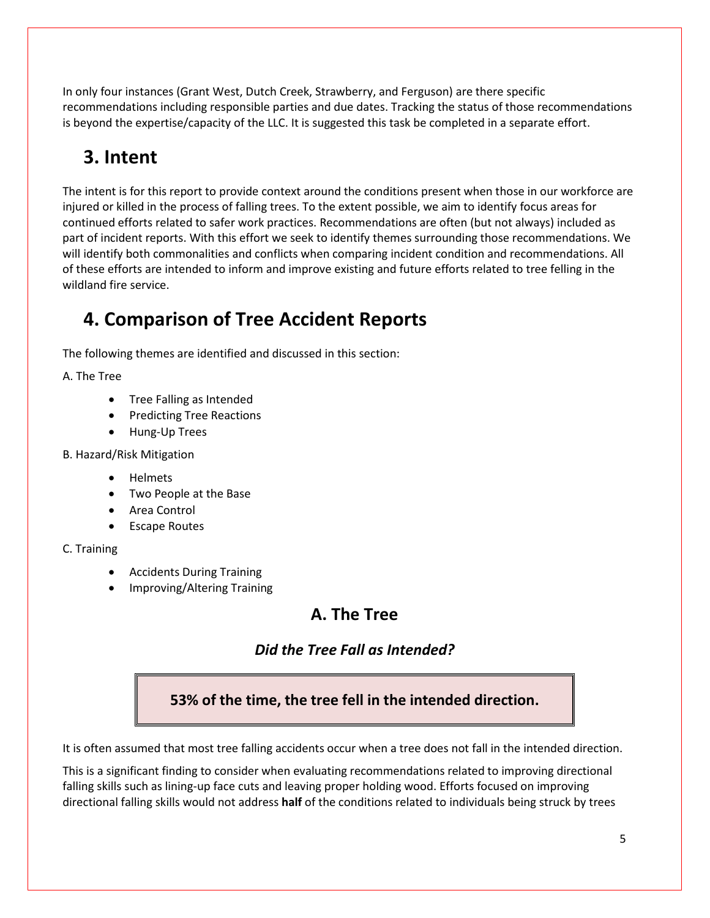In only four instances (Grant West, Dutch Creek, Strawberry, and Ferguson) are there specific recommendations including responsible parties and due dates. Tracking the status of those recommendations is beyond the expertise/capacity of the LLC. It is suggested this task be completed in a separate effort.

## 3. Intent

The intent is for this report to provide context around the conditions present when those in our workforce are injured or killed in the process of falling trees. To the extent possible, we aim to identify focus areas for continued efforts related to safer work practices. Recommendations are often (but not always) included as part of incident reports. With this effort we seek to identify themes surrounding those recommendations. We will identify both commonalities and conflicts when comparing incident condition and recommendations. All of these efforts are intended to inform and improve existing and future efforts related to tree felling in the wildland fire service.

## 4. Comparison of Tree Accident Reports

The following themes are identified and discussed in this section:

A. The Tree

- Tree Falling as Intended
- Predicting Tree Reactions
- Hung-Up Trees

B. Hazard/Risk Mitigation

- Helmets
- Two People at the Base
- Area Control
- Escape Routes

C. Training

- Accidents During Training
- Improving/Altering Training

### A. The Tree

#### *Did the Tree Fall as Intended?*

**53% of the time, the tree fell in the intended direction.**

It is often assumed that most tree falling accidents occur when a tree does not fall in the intended direction.

This is a significant finding to consider when evaluating recommendations related to improving directional falling skills such as lining-up face cuts and leaving proper holding wood. Efforts focused on improving directional falling skills would not address **half** of the conditions related to individuals being struck by trees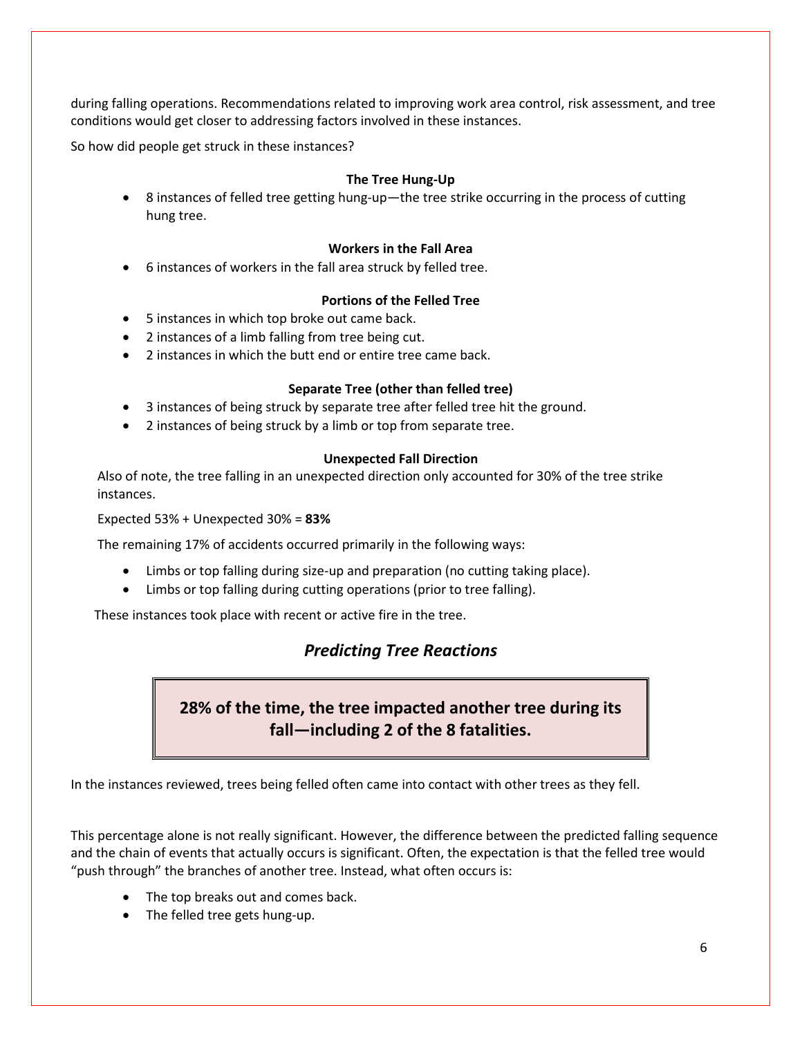during falling operations. Recommendations related to improving work area control, risk assessment, and tree conditions would get closer to addressing factors involved in these instances.

So how did people get struck in these instances?

**The Tree Hung-Up**

- 8 instances of felled tree getting hung-up—the tree strike occurring in the process of cutting hung tree.

**Workers in the Fall Area**

- 6 instances of workers in the fall area struck by felled tree.

**Portions of the Felled Tree**

- 5 instances in which top broke out came back.
- 2 instances of a limb falling from tree being cut.
- 2 instances in which the butt end or entire tree came back.

**Separate Tree (other than felled tree)**

- 3 instances of being struck by separate tree after felled tree hit the ground.
- 2 instances of being struck by a limb or top from separate tree.

**Unexpected Fall Direction**

Also of note, the tree falling in an unexpected direction only accounted for 30% of the tree strike instances.

Expected 53% + Unexpected 30% = **83%**

The remaining 17% of accidents occurred primarily in the following ways:

- Limbs or top falling during size-up and preparation (no cutting taking place).
- Limbs or top falling during cutting operations (prior to tree falling).

These instances took place with recent or active fire in the tree.

## *Predicting Tree Reactions*

**28% of the time, the tree impacted another tree during its fall—including 2 of the 8 fatalities.**

In the instances reviewed, trees being felled often came into contact with other trees as they fell.

This percentage alone is not really significant. However, the difference between the predicted falling sequence and the chain of events that actually occurs is significant. Often, the expectation is that the felled tree would "push through" the branches of another tree. Instead, what often occurs is:

- The top breaks out and comes back.
- The felled tree gets hung-up.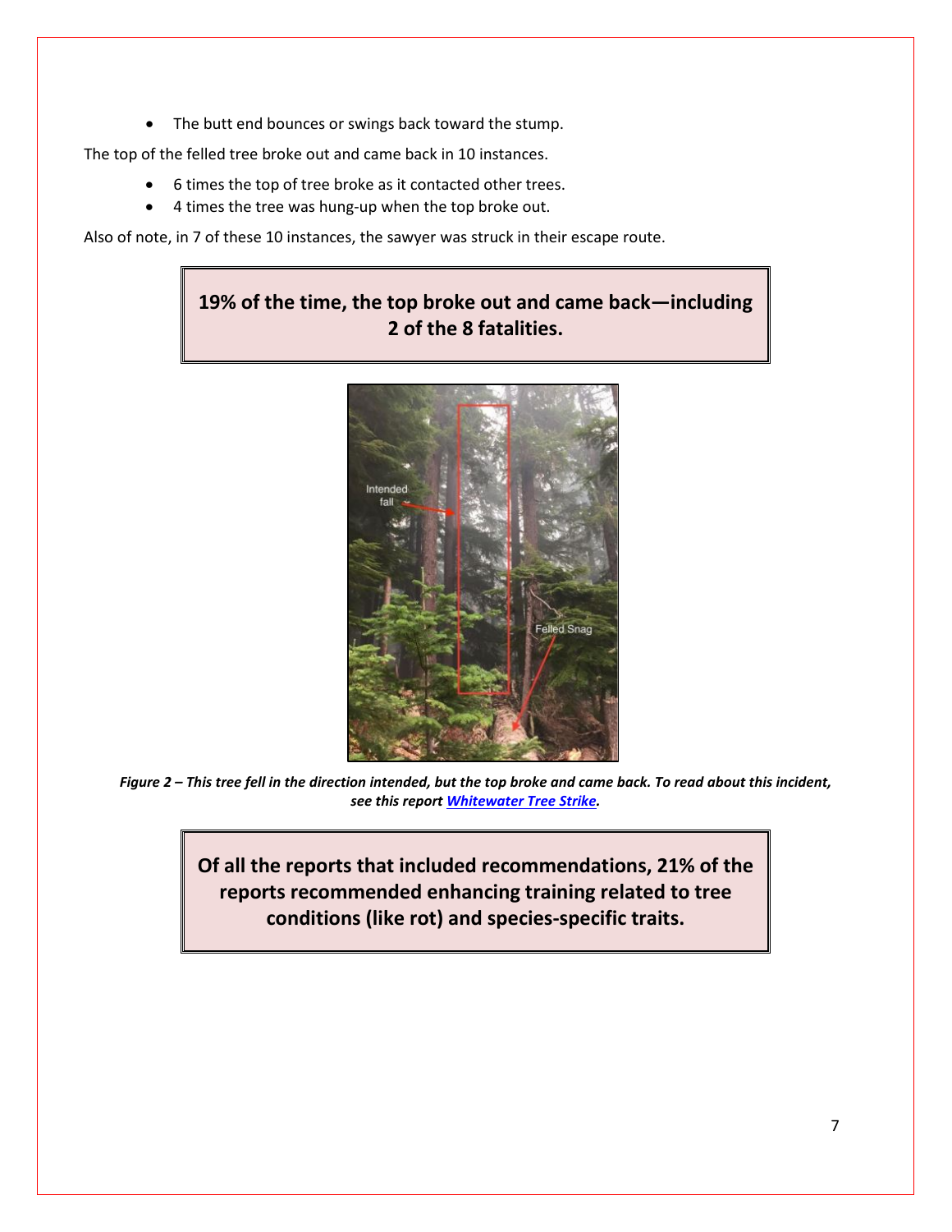- The butt end bounces or swings back toward the stump.

The top of the felled tree broke out and came back in 10 instances.

- 6 times the top of tree broke as it contacted other trees.
- 4 times the tree was hung-up when the top broke out.

Also of note, in 7 of these 10 instances, the sawyer was struck in their escape route.

**19% of the time, the top broke out and came back—including 2 of the 8 fatalities.**

***Figure 2 – This tree fell in the direction intended, but the top broke and came back. To read about this incident, see this report [Whitewater Tree Strike](Whitewater Tree Strike).***

**Of all the reports that included recommendations, 21% of the reports recommended enhancing training related to tree conditions (like rot) and species-specific traits.**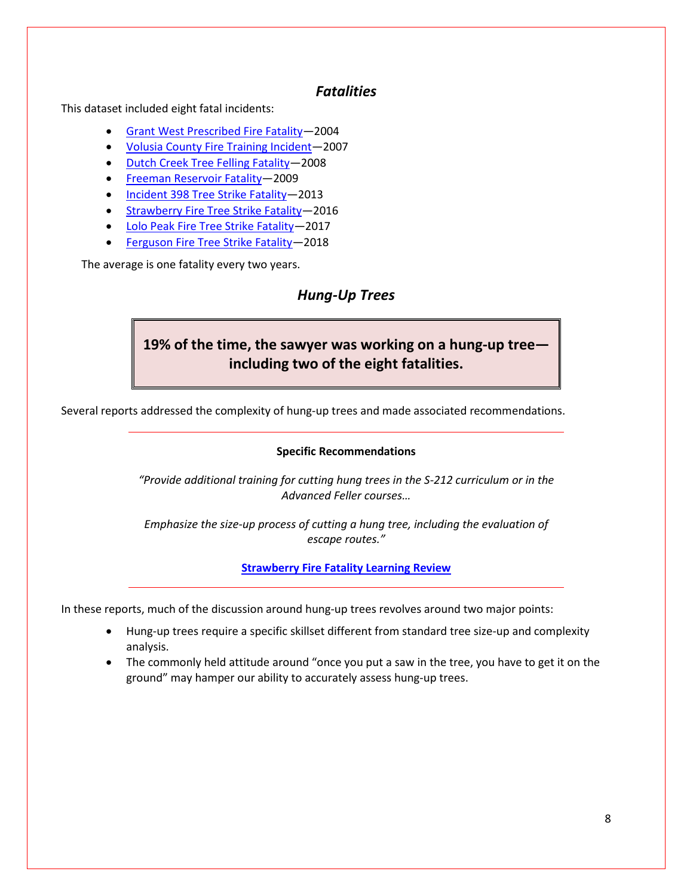## *Fatalities*

This dataset included eight fatal incidents:

- Grant West Prescribed Fire Fatality—2004
- Volusia County Fire Training Incident—2007
- Dutch Creek Tree Felling Fatality—2008
- Freeman Reservoir Fatality—2009
- Incident 398 Tree Strike Fatality—2013
- Strawberry Fire Tree Strike Fatality—2016
- Lolo Peak Fire Tree Strike Fatality—2017
- Ferguson Fire Tree Strike Fatality—2018

The average is one fatality every two years.

## *Hung-Up Trees*

**19% of the time, the sawyer was working on a hung-up tree—including two of the eight fatalities.**

Several reports addressed the complexity of hung-up trees and made associated recommendations.

---

**Specific Recommendations**

*"Provide additional training for cutting hung trees in the S-212 curriculum or in the Advanced Feller courses…*

*Emphasize the size-up process of cutting a hung tree, including the evaluation of escape routes."*

**Strawberry Fire Fatality Learning Review**

---

In these reports, much of the discussion around hung-up trees revolves around two major points:

- Hung-up trees require a specific skillset different from standard tree size-up and complexity analysis.
- The commonly held attitude around "once you put a saw in the tree, you have to get it on the ground" may hamper our ability to accurately assess hung-up trees.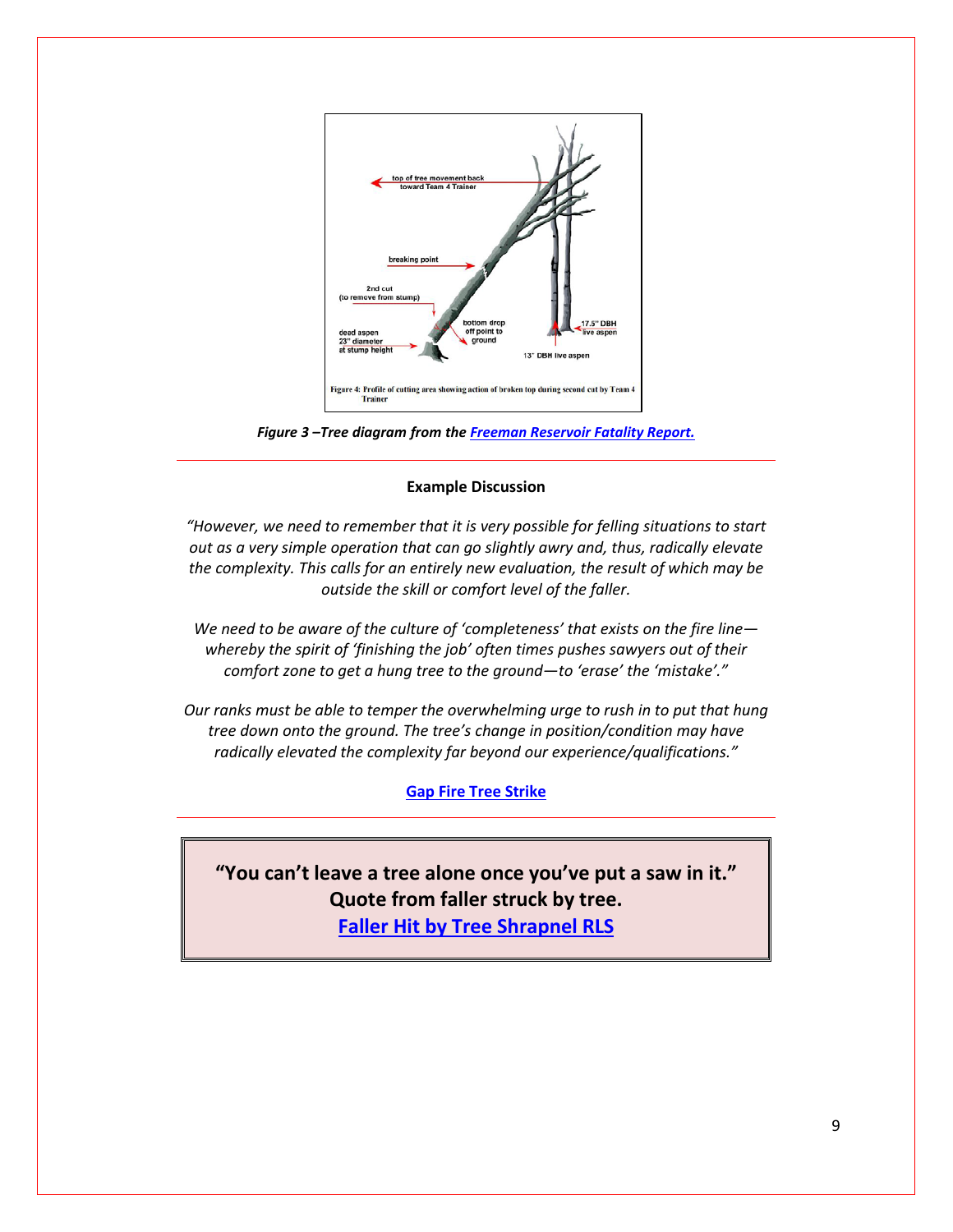*Figure 3 –Tree diagram from the Freeman Reservoir Fatality Report.*

---

**Example Discussion**

*"However, we need to remember that it is very possible for felling situations to start out as a very simple operation that can go slightly awry and, thus, radically elevate the complexity. This calls for an entirely new evaluation, the result of which may be outside the skill or comfort level of the faller.*

*We need to be aware of the culture of 'completeness' that exists on the fire line—whereby the spirit of 'finishing the job' often times pushes sawyers out of their comfort zone to get a hung tree to the ground—to 'erase' the 'mistake'."*

*Our ranks must be able to temper the overwhelming urge to rush in to put that hung tree down onto the ground. The tree's change in position/condition may have radically elevated the complexity far beyond our experience/qualifications."*

**Gap Fire Tree Strike**

---

**"You can't leave a tree alone once you've put a saw in it."**
**Quote from faller struck by tree.**
**Faller Hit by Tree Shrapnel RLS**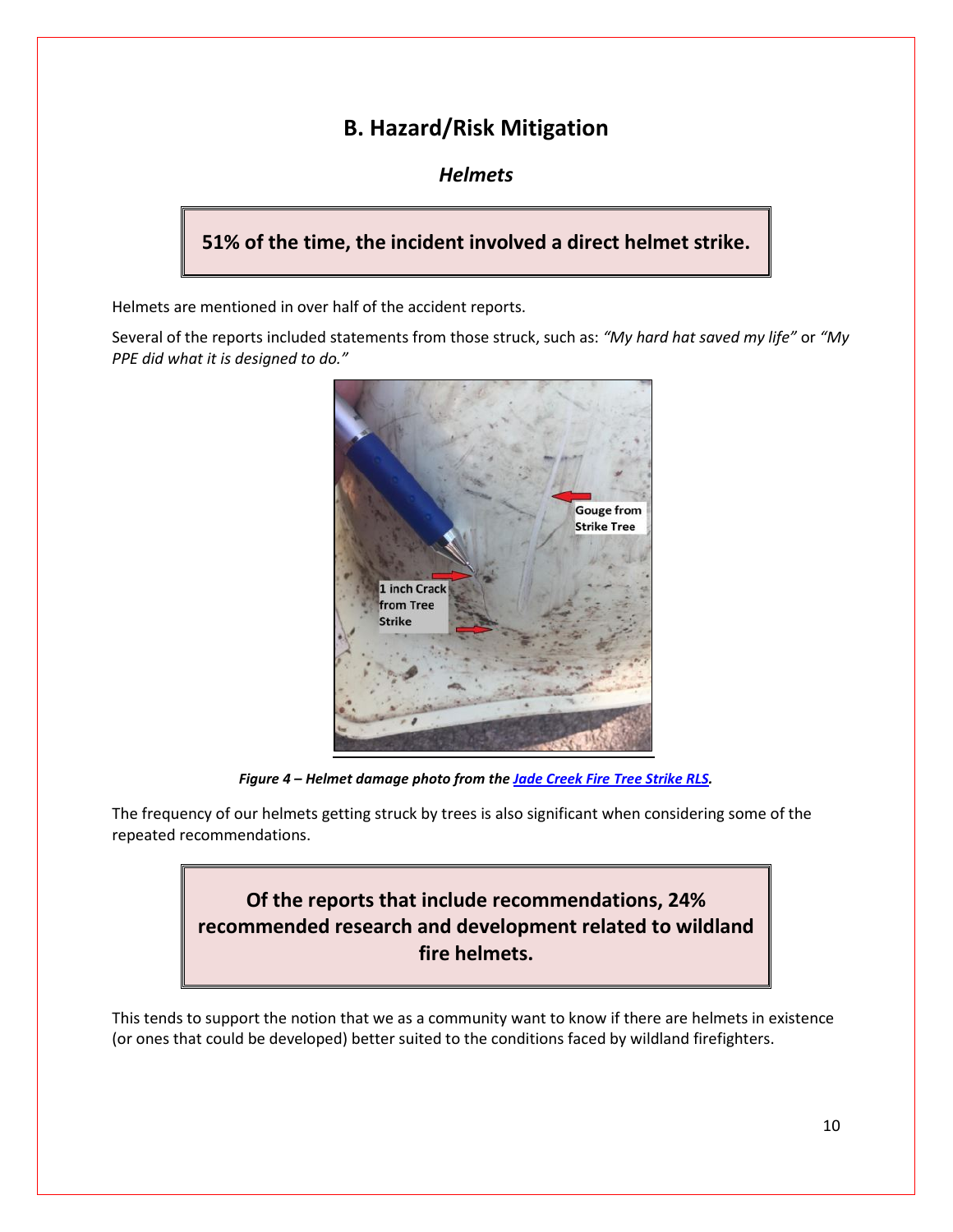## B. Hazard/Risk Mitigation

### *Helmets*

**51% of the time, the incident involved a direct helmet strike.**

Helmets are mentioned in over half of the accident reports.

Several of the reports included statements from those struck, such as: *"My hard hat saved my life"* or *"My PPE did what it is designed to do."*

***Figure 4 – Helmet damage photo from the Jade Creek Fire Tree Strike RLS.***

The frequency of our helmets getting struck by trees is also significant when considering some of the repeated recommendations.

**Of the reports that include recommendations, 24% recommended research and development related to wildland fire helmets.**

This tends to support the notion that we as a community want to know if there are helmets in existence (or ones that could be developed) better suited to the conditions faced by wildland firefighters.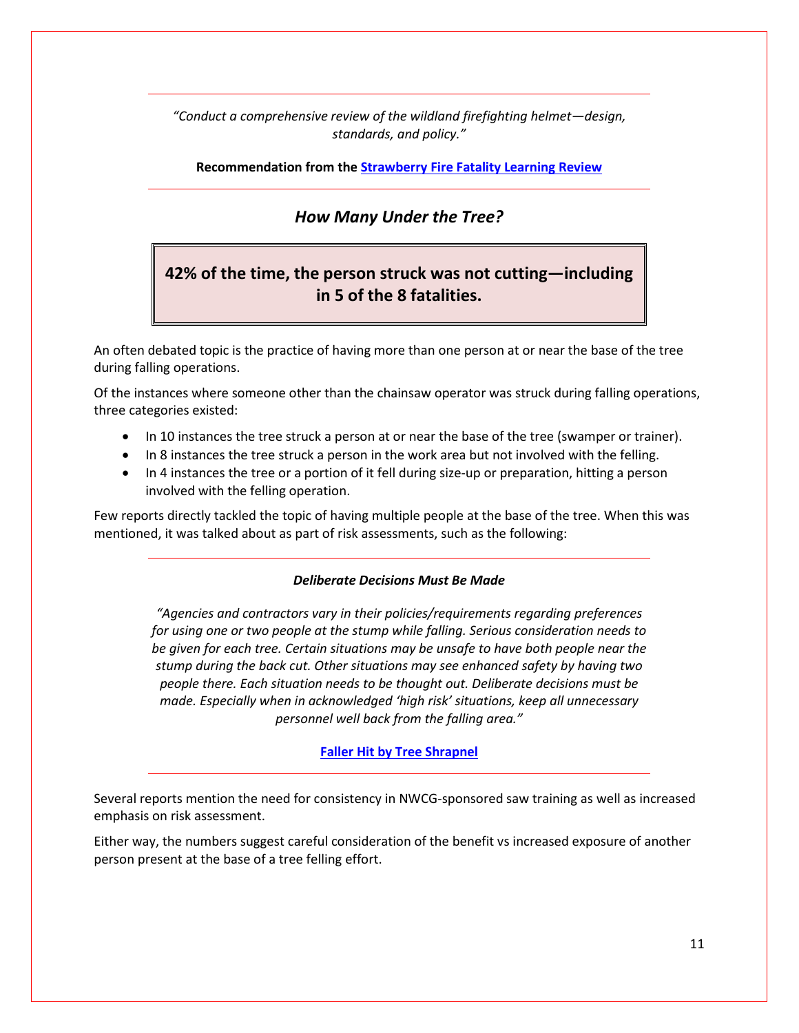*"Conduct a comprehensive review of the wildland firefighting helmet—design, standards, and policy."*

**Recommendation from the Strawberry Fire Fatality Learning Review**

## *How Many Under the Tree?*

**42% of the time, the person struck was not cutting—including in 5 of the 8 fatalities.**

An often debated topic is the practice of having more than one person at or near the base of the tree during falling operations.

Of the instances where someone other than the chainsaw operator was struck during falling operations, three categories existed:

- In 10 instances the tree struck a person at or near the base of the tree (swamper or trainer).
- In 8 instances the tree struck a person in the work area but not involved with the felling.
- In 4 instances the tree or a portion of it fell during size-up or preparation, hitting a person involved with the felling operation.

Few reports directly tackled the topic of having multiple people at the base of the tree. When this was mentioned, it was talked about as part of risk assessments, such as the following:

***Deliberate Decisions Must Be Made***

*"Agencies and contractors vary in their policies/requirements regarding preferences for using one or two people at the stump while falling. Serious consideration needs to be given for each tree. Certain situations may be unsafe to have both people near the stump during the back cut. Other situations may see enhanced safety by having two people there. Each situation needs to be thought out. Deliberate decisions must be made. Especially when in acknowledged 'high risk' situations, keep all unnecessary personnel well back from the falling area."*

**Faller Hit by Tree Shrapnel**

Several reports mention the need for consistency in NWCG-sponsored saw training as well as increased emphasis on risk assessment.

Either way, the numbers suggest careful consideration of the benefit vs increased exposure of another person present at the base of a tree felling effort.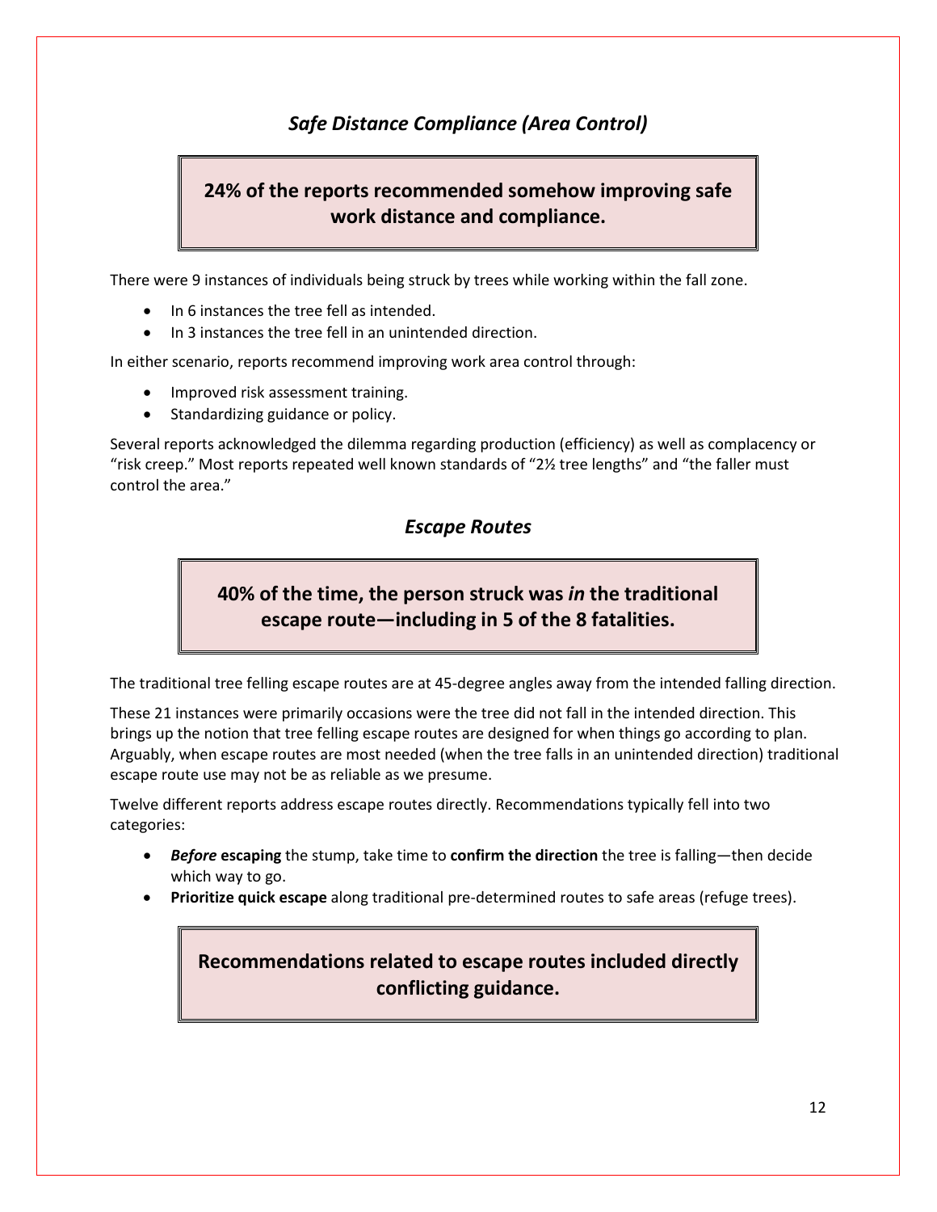## *Safe Distance Compliance (Area Control)*

**24% of the reports recommended somehow improving safe work distance and compliance.**

There were 9 instances of individuals being struck by trees while working within the fall zone.

- In 6 instances the tree fell as intended.
- In 3 instances the tree fell in an unintended direction.

In either scenario, reports recommend improving work area control through:

- Improved risk assessment training.
- Standardizing guidance or policy.

Several reports acknowledged the dilemma regarding production (efficiency) as well as complacency or "risk creep." Most reports repeated well known standards of "2½ tree lengths" and "the faller must control the area."

## *Escape Routes*

**40% of the time, the person struck was *in* the traditional escape route—including in 5 of the 8 fatalities.**

The traditional tree felling escape routes are at 45-degree angles away from the intended falling direction.

These 21 instances were primarily occasions were the tree did not fall in the intended direction. This brings up the notion that tree felling escape routes are designed for when things go according to plan. Arguably, when escape routes are most needed (when the tree falls in an unintended direction) traditional escape route use may not be as reliable as we presume.

Twelve different reports address escape routes directly. Recommendations typically fell into two categories:

- ***Before* escaping** the stump, take time to **confirm the direction** the tree is falling—then decide which way to go.
- **Prioritize quick escape** along traditional pre-determined routes to safe areas (refuge trees).

**Recommendations related to escape routes included directly conflicting guidance.**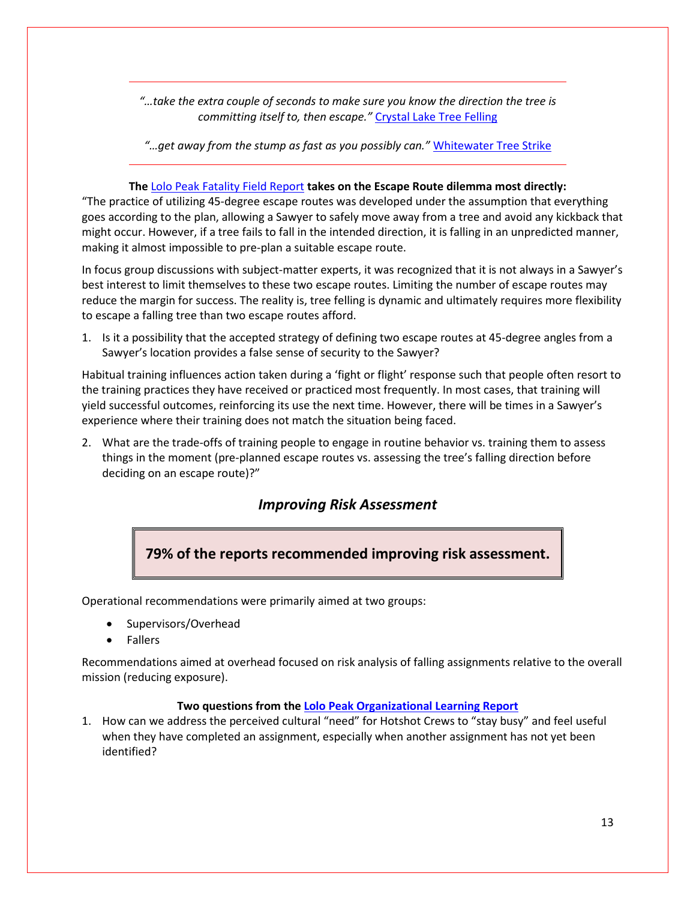---

*"…take the extra couple of seconds to make sure you know the direction the tree is committing itself to, then escape."* Crystal Lake Tree Felling

*"…get away from the stump as fast as you possibly can."* Whitewater Tree Strike

---

**The Lolo Peak Fatality Field Report takes on the Escape Route dilemma most directly:**

"The practice of utilizing 45-degree escape routes was developed under the assumption that everything goes according to the plan, allowing a Sawyer to safely move away from a tree and avoid any kickback that might occur. However, if a tree fails to fall in the intended direction, it is falling in an unpredicted manner, making it almost impossible to pre-plan a suitable escape route.

In focus group discussions with subject-matter experts, it was recognized that it is not always in a Sawyer's best interest to limit themselves to these two escape routes. Limiting the number of escape routes may reduce the margin for success. The reality is, tree felling is dynamic and ultimately requires more flexibility to escape a falling tree than two escape routes afford.

1. Is it a possibility that the accepted strategy of defining two escape routes at 45-degree angles from a Sawyer's location provides a false sense of security to the Sawyer?

Habitual training influences action taken during a 'fight or flight' response such that people often resort to the training practices they have received or practiced most frequently. In most cases, that training will yield successful outcomes, reinforcing its use the next time. However, there will be times in a Sawyer's experience where their training does not match the situation being faced.

2. What are the trade-offs of training people to engage in routine behavior vs. training them to assess things in the moment (pre-planned escape routes vs. assessing the tree's falling direction before deciding on an escape route)?"

## *Improving Risk Assessment*

**79% of the reports recommended improving risk assessment.**

Operational recommendations were primarily aimed at two groups:

- Supervisors/Overhead
- Fallers

Recommendations aimed at overhead focused on risk analysis of falling assignments relative to the overall mission (reducing exposure).

**Two questions from the Lolo Peak Organizational Learning Report**

1. How can we address the perceived cultural "need" for Hotshot Crews to "stay busy" and feel useful when they have completed an assignment, especially when another assignment has not yet been identified?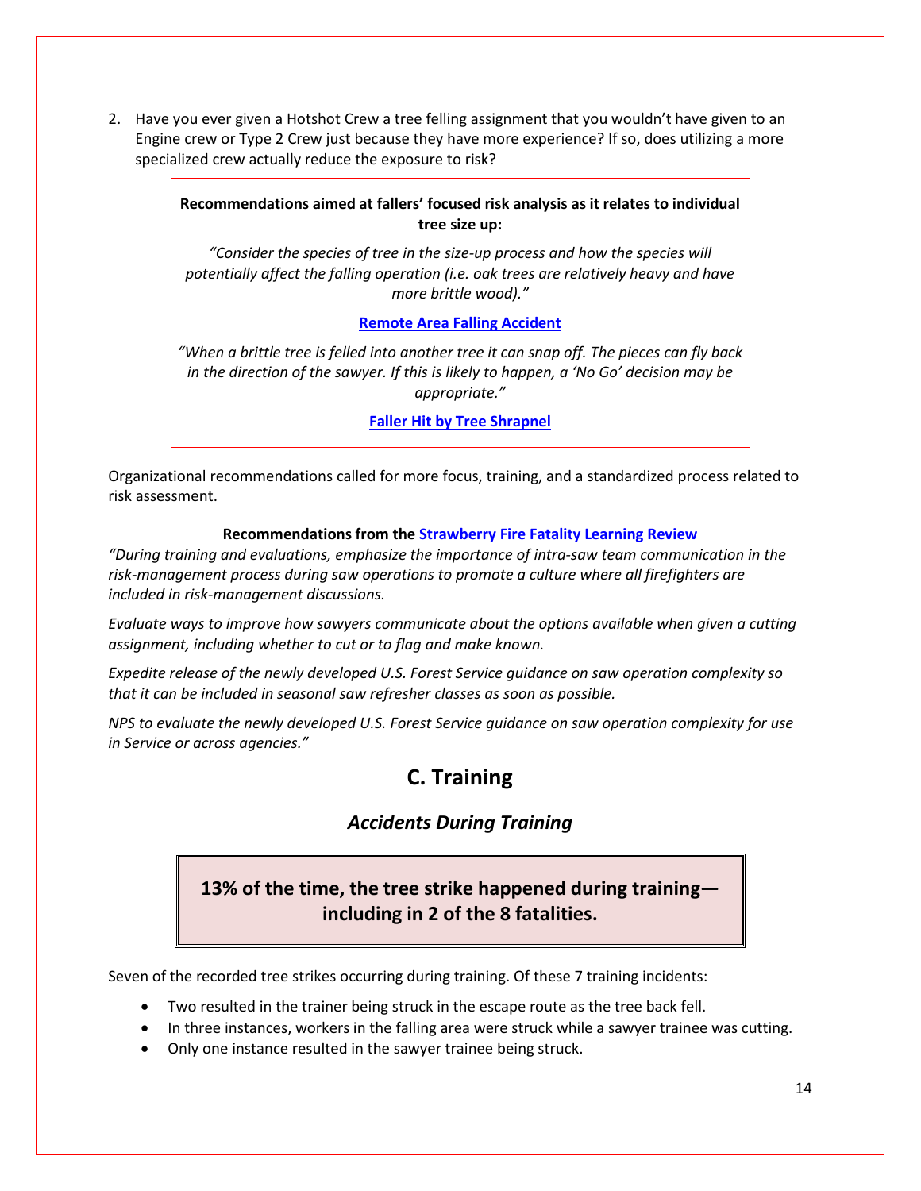2. Have you ever given a Hotshot Crew a tree felling assignment that you wouldn't have given to an Engine crew or Type 2 Crew just because they have more experience? If so, does utilizing a more specialized crew actually reduce the exposure to risk?

---

**Recommendations aimed at fallers' focused risk analysis as it relates to individual tree size up:**

*"Consider the species of tree in the size-up process and how the species will potentially affect the falling operation (i.e. oak trees are relatively heavy and have more brittle wood)."*

**Remote Area Falling Accident**

*"When a brittle tree is felled into another tree it can snap off. The pieces can fly back in the direction of the sawyer. If this is likely to happen, a 'No Go' decision may be appropriate."*

**Faller Hit by Tree Shrapnel**

---

Organizational recommendations called for more focus, training, and a standardized process related to risk assessment.

**Recommendations from the Strawberry Fire Fatality Learning Review**

*"During training and evaluations, emphasize the importance of intra-saw team communication in the risk-management process during saw operations to promote a culture where all firefighters are included in risk-management discussions.*

*Evaluate ways to improve how sawyers communicate about the options available when given a cutting assignment, including whether to cut or to flag and make known.*

*Expedite release of the newly developed U.S. Forest Service guidance on saw operation complexity so that it can be included in seasonal saw refresher classes as soon as possible.*

*NPS to evaluate the newly developed U.S. Forest Service guidance on saw operation complexity for use in Service or across agencies."*

## C. Training

### *Accidents During Training*

**13% of the time, the tree strike happened during training—including in 2 of the 8 fatalities.**

Seven of the recorded tree strikes occurring during training. Of these 7 training incidents:

- Two resulted in the trainer being struck in the escape route as the tree back fell.
- In three instances, workers in the falling area were struck while a sawyer trainee was cutting.
- Only one instance resulted in the sawyer trainee being struck.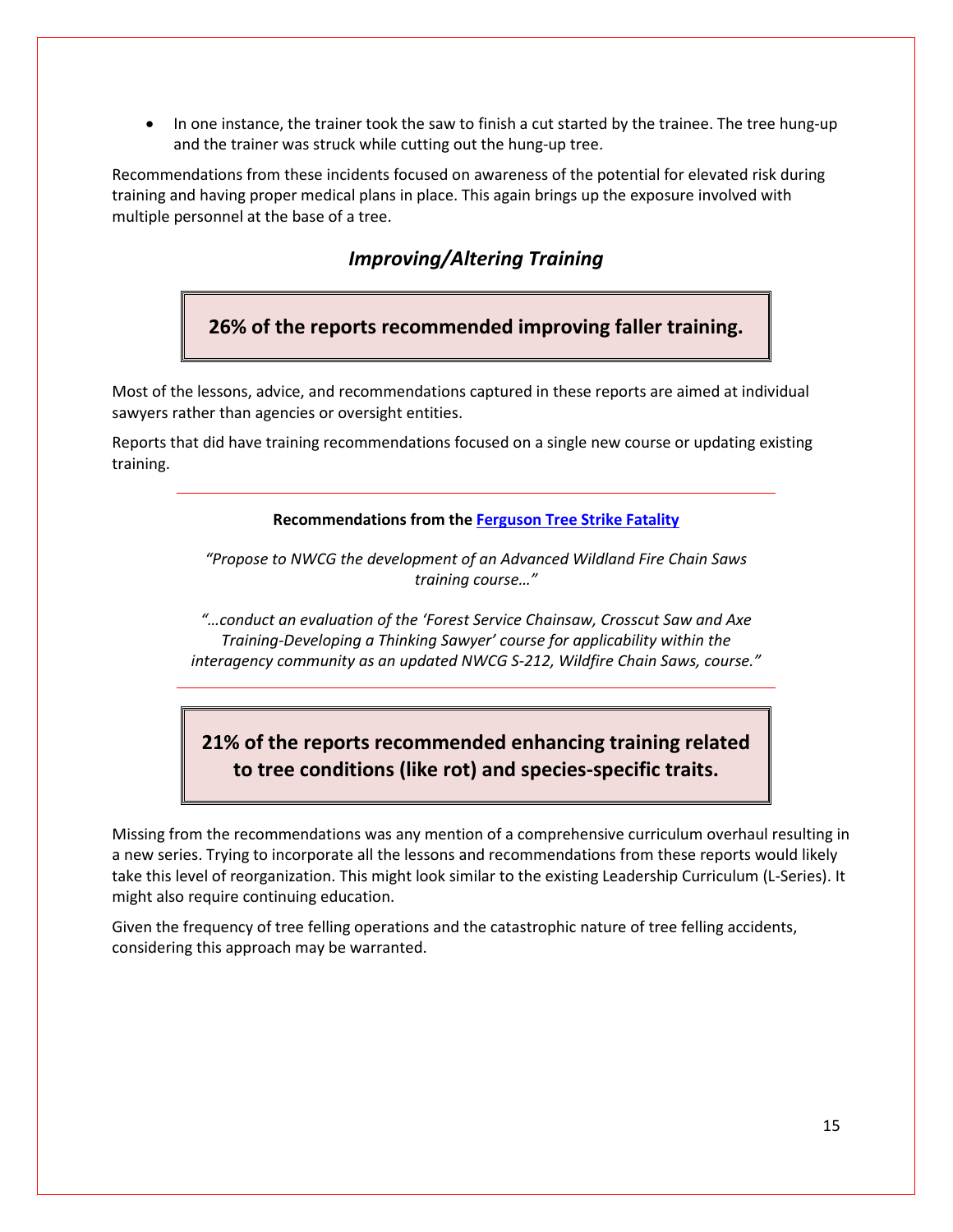- In one instance, the trainer took the saw to finish a cut started by the trainee. The tree hung-up and the trainer was struck while cutting out the hung-up tree.

Recommendations from these incidents focused on awareness of the potential for elevated risk during training and having proper medical plans in place. This again brings up the exposure involved with multiple personnel at the base of a tree.

## *Improving/Altering Training*

**26% of the reports recommended improving faller training.**

Most of the lessons, advice, and recommendations captured in these reports are aimed at individual sawyers rather than agencies or oversight entities.

Reports that did have training recommendations focused on a single new course or updating existing training.

---

**Recommendations from the Ferguson Tree Strike Fatality**

*"Propose to NWCG the development of an Advanced Wildland Fire Chain Saws training course…"*

*"…conduct an evaluation of the 'Forest Service Chainsaw, Crosscut Saw and Axe Training-Developing a Thinking Sawyer' course for applicability within the interagency community as an updated NWCG S-212, Wildfire Chain Saws, course."*

---

**21% of the reports recommended enhancing training related to tree conditions (like rot) and species-specific traits.**

Missing from the recommendations was any mention of a comprehensive curriculum overhaul resulting in a new series. Trying to incorporate all the lessons and recommendations from these reports would likely take this level of reorganization. This might look similar to the existing Leadership Curriculum (L-Series). It might also require continuing education.

Given the frequency of tree felling operations and the catastrophic nature of tree felling accidents, considering this approach may be warranted.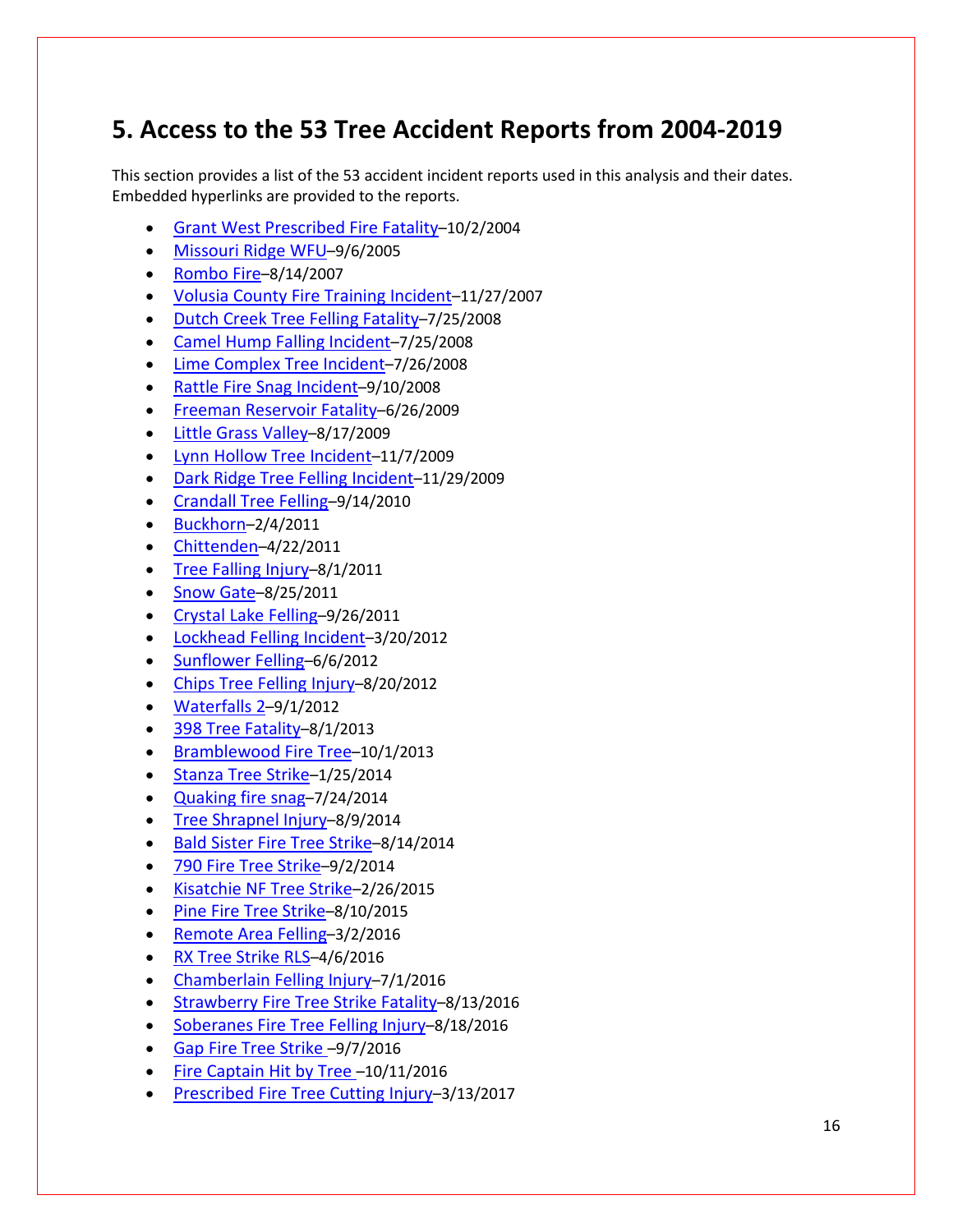## 5. Access to the 53 Tree Accident Reports from 2004-2019

This section provides a list of the 53 accident incident reports used in this analysis and their dates. Embedded hyperlinks are provided to the reports.

- Grant West Prescribed Fire Fatality–10/2/2004
- Missouri Ridge WFU–9/6/2005
- Rombo Fire–8/14/2007
- Volusia County Fire Training Incident–11/27/2007
- Dutch Creek Tree Felling Fatality–7/25/2008
- Camel Hump Falling Incident–7/25/2008
- Lime Complex Tree Incident–7/26/2008
- Rattle Fire Snag Incident–9/10/2008
- Freeman Reservoir Fatality–6/26/2009
- Little Grass Valley–8/17/2009
- Lynn Hollow Tree Incident–11/7/2009
- Dark Ridge Tree Felling Incident–11/29/2009
- Crandall Tree Felling–9/14/2010
- Buckhorn–2/4/2011
- Chittenden–4/22/2011
- Tree Falling Injury–8/1/2011
- Snow Gate–8/25/2011
- Crystal Lake Felling–9/26/2011
- Lockhead Felling Incident–3/20/2012
- Sunflower Felling–6/6/2012
- Chips Tree Felling Injury–8/20/2012
- Waterfalls 2–9/1/2012
- 398 Tree Fatality–8/1/2013
- Bramblewood Fire Tree–10/1/2013
- Stanza Tree Strike–1/25/2014
- Quaking fire snag–7/24/2014
- Tree Shrapnel Injury–8/9/2014
- Bald Sister Fire Tree Strike–8/14/2014
- 790 Fire Tree Strike–9/2/2014
- Kisatchie NF Tree Strike–2/26/2015
- Pine Fire Tree Strike–8/10/2015
- Remote Area Felling–3/2/2016
- RX Tree Strike RLS–4/6/2016
- Chamberlain Felling Injury–7/1/2016
- Strawberry Fire Tree Strike Fatality–8/13/2016
- Soberanes Fire Tree Felling Injury–8/18/2016
- Gap Fire Tree Strike –9/7/2016
- Fire Captain Hit by Tree –10/11/2016
- Prescribed Fire Tree Cutting Injury–3/13/2017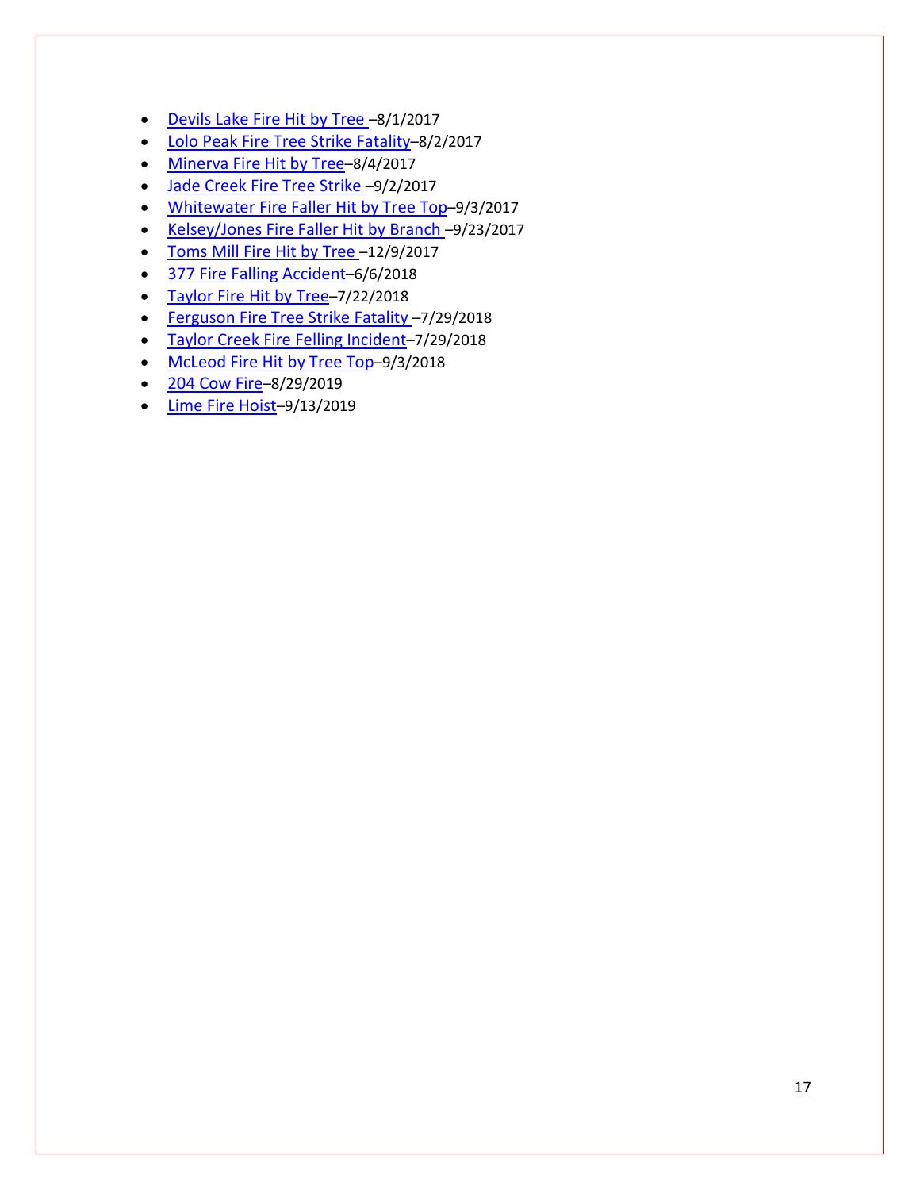- Devils Lake Fire Hit by Tree –8/1/2017
- Lolo Peak Fire Tree Strike Fatality–8/2/2017
- Minerva Fire Hit by Tree–8/4/2017
- Jade Creek Fire Tree Strike –9/2/2017
- Whitewater Fire Faller Hit by Tree Top–9/3/2017
- Kelsey/Jones Fire Faller Hit by Branch –9/23/2017
- Toms Mill Fire Hit by Tree –12/9/2017
- 377 Fire Falling Accident–6/6/2018
- Taylor Fire Hit by Tree–7/22/2018
- Ferguson Fire Tree Strike Fatality –7/29/2018
- Taylor Creek Fire Felling Incident–7/29/2018
- McLeod Fire Hit by Tree Top–9/3/2018
- 204 Cow Fire–8/29/2019
- Lime Fire Hoist–9/13/2019